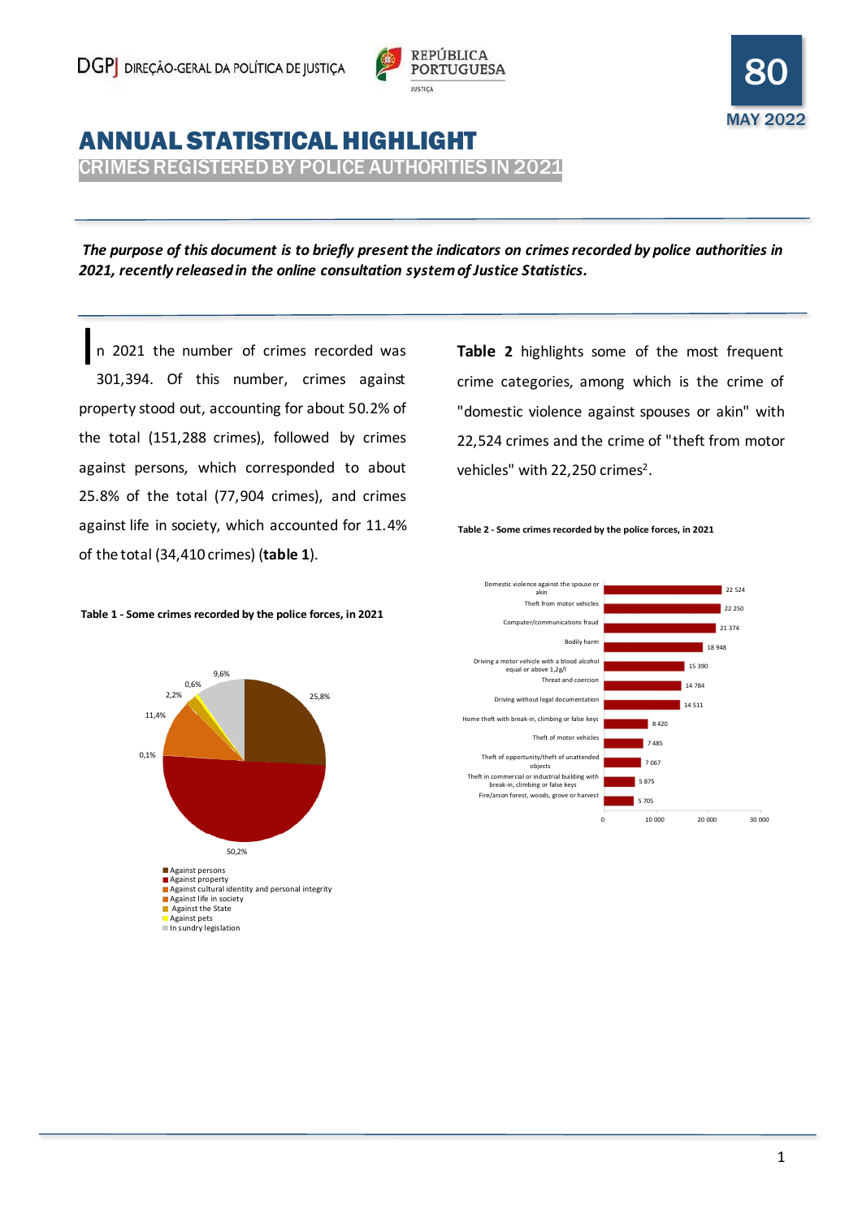DGPJ DIREÇÃO-GERAL DA POLÍTICA DE JUSTIÇA

REPÚBLICA PORTUGUESA JUSTIÇA

80

MAY 2022

# ANNUAL STATISTICAL HIGHLIGHT

## CRIMES REGISTERED BY POLICE AUTHORITIES IN 2021

***The purpose of this document is to briefly present the indicators on crimes recorded by police authorities in 2021, recently released in the online consultation system of Justice Statistics.***

In 2021 the number of crimes recorded was 301,394. Of this number, crimes against property stood out, accounting for about 50.2% of the total (151,288 crimes), followed by crimes against persons, which corresponded to about 25.8% of the total (77,904 crimes), and crimes against life in society, which accounted for 11.4% of the total (34,410 crimes) (**table 1**).

**Table 1 - Some crimes recorded by the police forces, in 2021**

| Category | % |
|---|---|
| Against persons | 25,8% |
| Against property | 50,2% |
| Against cultural identity and personal integrity | 0,1% |
| Against life in society | 11,4% |
| Against the State | 2,2% |
| Against pets | 0,6% |
| In sundry legislation | 9,6% |

**Table 2** highlights some of the most frequent crime categories, among which is the crime of "domestic violence against spouses or akin" with 22,524 crimes and the crime of "theft from motor vehicles" with 22,250 crimes[2].

**Table 2 - Some crimes recorded by the police forces, in 2021**

| Crime | Number |
|---|---|
| Domestic violence against the spouse or akin | 22 524 |
| Theft from motor vehicles | 22 250 |
| Computer/communications fraud | 21 374 |
| Bodily harm | 18 948 |
| Driving a motor vehicle with a blood alcohol equal or above 1,2g/l | 15 390 |
| Threat and coercion | 14 784 |
| Driving without legal documentation | 14 511 |
| Home theft with break-in, climbing or false keys | 8 420 |
| Theft of motor vehicles | 7 485 |
| Theft of opportunity/theft of unattended objects | 7 067 |
| Theft in commercial or industrial building with break-in, climbing or false keys | 5 875 |
| Fire/arson forest, woods, grove or harvest | 5 705 |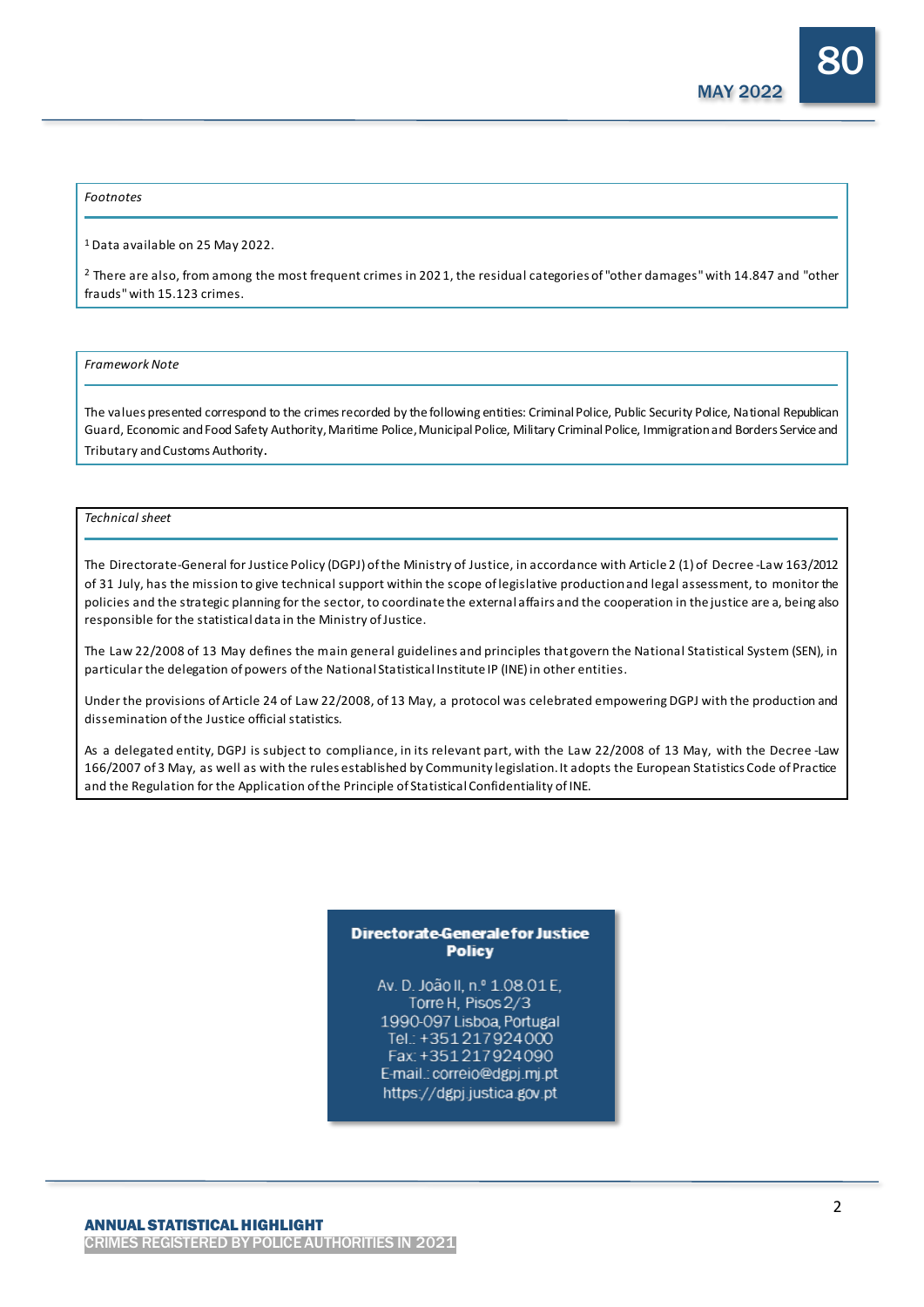*Footnotes*

[1] Data available on 25 May 2022.

[2] There are also, from among the most frequent crimes in 2021, the residual categories of "other damages" with 14.847 and "other frauds" with 15.123 crimes.

*Framework Note*

The values presented correspond to the crimes recorded by the following entities: Criminal Police, Public Security Police, National Republican Guard, Economic and Food Safety Authority, Maritime Police, Municipal Police, Military Criminal Police, Immigration and Borders Service and Tributary and Customs Authority.

*Technical sheet*

The Directorate-General for Justice Policy (DGPJ) of the Ministry of Justice, in accordance with Article 2 (1) of Decree-Law 163/2012 of 31 July, has the mission to give technical support within the scope of legislative production and legal assessment, to monitor the policies and the strategic planning for the sector, to coordinate the external affairs and the cooperation in the justice are a, being also responsible for the statistical data in the Ministry of Justice.

The Law 22/2008 of 13 May defines the main general guidelines and principles that govern the National Statistical System (SEN), in particular the delegation of powers of the National Statistical Institute IP (INE) in other entities.

Under the provisions of Article 24 of Law 22/2008, of 13 May, a protocol was celebrated empowering DGPJ with the production and dissemination of the Justice official statistics.

As a delegated entity, DGPJ is subject to compliance, in its relevant part, with the Law 22/2008 of 13 May, with the Decree-Law 166/2007 of 3 May, as well as with the rules established by Community legislation. It adopts the European Statistics Code of Practice and the Regulation for the Application of the Principle of Statistical Confidentiality of INE.

**Directorate-Generale for Justice Policy**

Av. D. João II, n.º 1.08.01 E,
Torre H, Pisos 2/3
1990-097 Lisboa, Portugal
Tel.: +351 217924000
Fax: +351 217924090
E-mail.: correio@dgpj.mj.pt
https://dgpj.justica.gov.pt